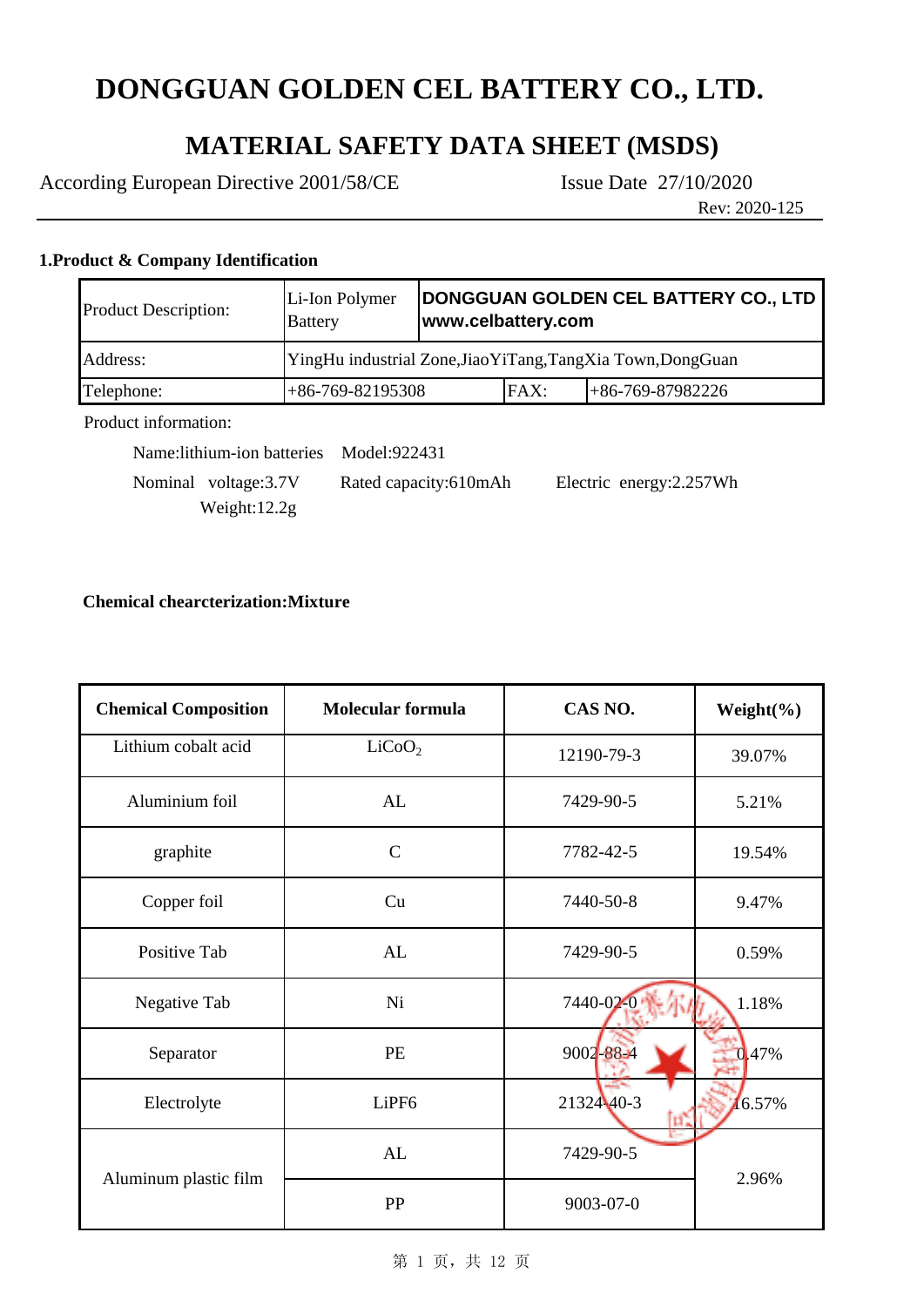# DONGGUAN GOLDEN CEL BATTERY CO., LTD.

## MATERIAL SAFETY DATA SHEET (MSDS)

According European Directive 2001/58/CE    Issue Date 27/10/2020

Rev: 2020-125

### 1.Product & Company Identification

| Product Description: | Li-Ion Polymer Battery | **DONGGUAN GOLDEN CEL BATTERY CO., LTD www.celbattery.com** | |
|---|---|---|---|
| Address: | YingHu industrial Zone,JiaoYiTang,TangXia Town,DongGuan | | |
| Telephone: | +86-769-82195308 | FAX: | +86-769-87982226 |

Product information:

Name:lithium-ion batteries    Model:922431

Nominal voltage:3.7V    Rated capacity:610mAh    Electric energy:2.257Wh

Weight:12.2g

**Chemical chearcterization:Mixture**

| **Chemical Composition** | **Molecular formula** | **CAS NO.** | **Weight(%)** |
|---|---|---|---|
| Lithium cobalt acid | $LiCoO_2$ | 12190-79-3 | 39.07% |
| Aluminium foil | AL | 7429-90-5 | 5.21% |
| graphite | C | 7782-42-5 | 19.54% |
| Copper foil | Cu | 7440-50-8 | 9.47% |
| Positive Tab | AL | 7429-90-5 | 0.59% |
| Negative Tab | Ni | 7440-02-0 | 1.18% |
| Separator | PE | 9002-88-4 | 0.47% |
| Electrolyte | LiPF6 | 21324-40-3 | 16.57% |
| Aluminum plastic film | AL | 7429-90-5 | 2.96% |
| | PP | 9003-07-0 | |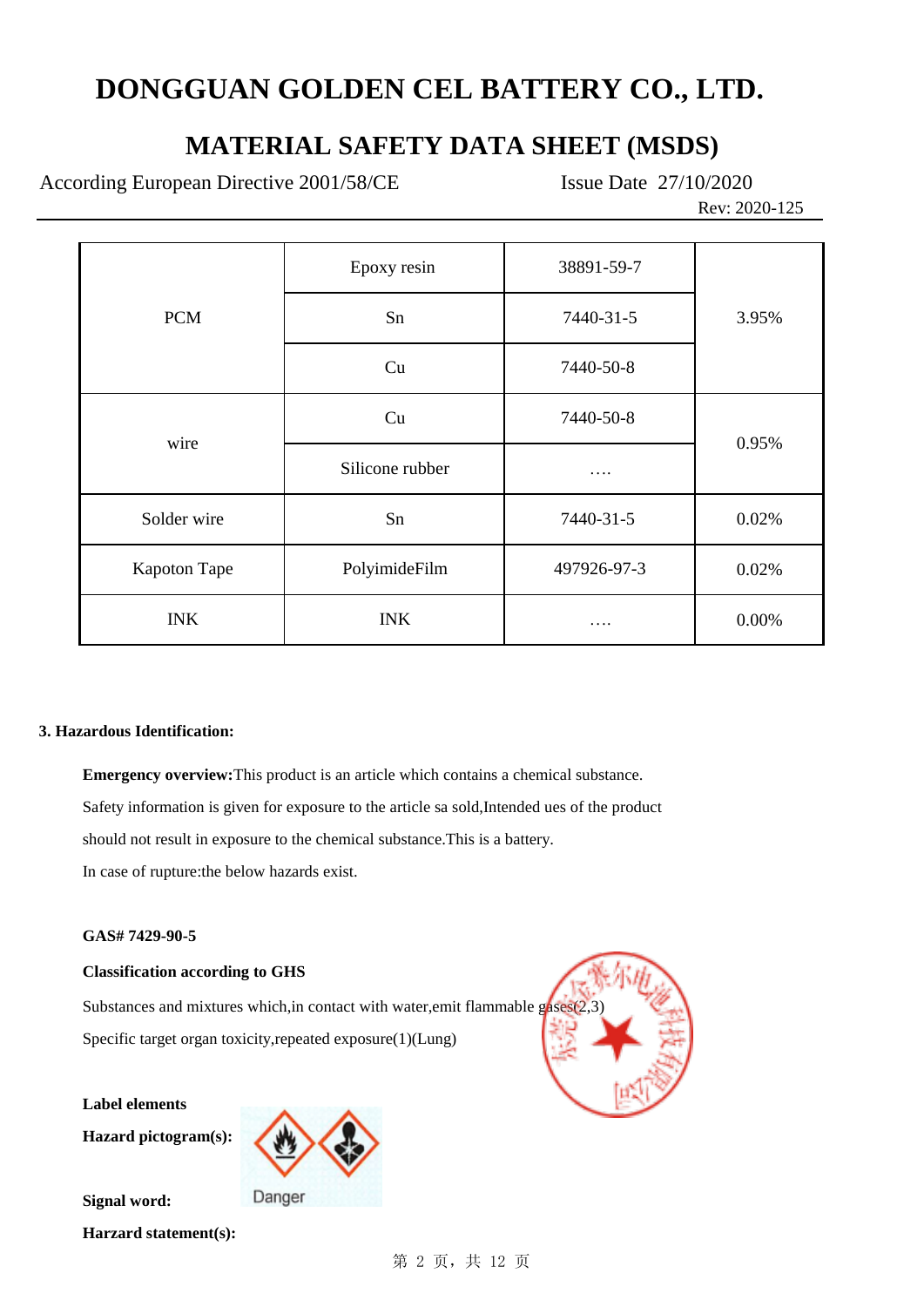# DONGGUAN GOLDEN CEL BATTERY CO., LTD.

## MATERIAL SAFETY DATA SHEET (MSDS)

According European Directive 2001/58/CE Issue Date 27/10/2020

Rev: 2020-125

| | | | |
|---|---|---|---|
| PCM | Epoxy resin | 38891-59-7 | 3.95% |
| | Sn | 7440-31-5 | |
| | Cu | 7440-50-8 | |
| wire | Cu | 7440-50-8 | 0.95% |
| | Silicone rubber | …. | |
| Solder wire | Sn | 7440-31-5 | 0.02% |
| Kapoton Tape | PolyimideFilm | 497926-97-3 | 0.02% |
| INK | INK | …. | 0.00% |

**3. Hazardous Identification:**

**Emergency overview:**This product is an article which contains a chemical substance. Safety information is given for exposure to the article sa sold,Intended ues of the product should not result in exposure to the chemical substance.This is a battery.

In case of rupture:the below hazards exist.

**GAS# 7429-90-5**

**Classification according to GHS**

Substances and mixtures which,in contact with water,emit flammable gases(2,3)

Specific target organ toxicity,repeated exposure(1)(Lung)

**Label elements**

**Hazard pictogram(s):**

**Signal word:** Danger

**Harzard statement(s):**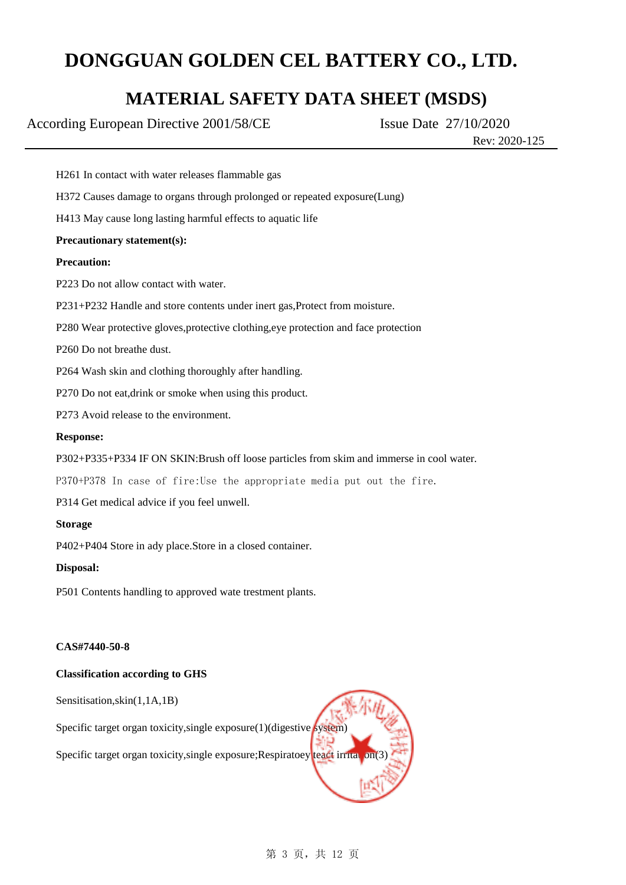H261 In contact with water releases flammable gas

H372 Causes damage to organs through prolonged or repeated exposure(Lung)

H413 May cause long lasting harmful effects to aquatic life

**Precautionary statement(s):**

**Precaution:**

P223 Do not allow contact with water.

P231+P232 Handle and store contents under inert gas,Protect from moisture.

P280 Wear protective gloves,protective clothing,eye protection and face protection

P260 Do not breathe dust.

P264 Wash skin and clothing thoroughly after handling.

P270 Do not eat,drink or smoke when using this product.

P273 Avoid release to the environment.

**Response:**

P302+P335+P334 IF ON SKIN:Brush off loose particles from skim and immerse in cool water.

P370+P378 In case of fire:Use the appropriate media put out the fire.

P314 Get medical advice if you feel unwell.

**Storage**

P402+P404 Store in ady place.Store in a closed container.

**Disposal:**

P501 Contents handling to approved wate trestment plants.

**CAS#7440-50-8**

**Classification according to GHS**

Sensitisation,skin(1,1A,1B)

Specific target organ toxicity,single exposure(1)(digestive system)

Specific target organ toxicity,single exposure;Respiratoey teact irritation(3)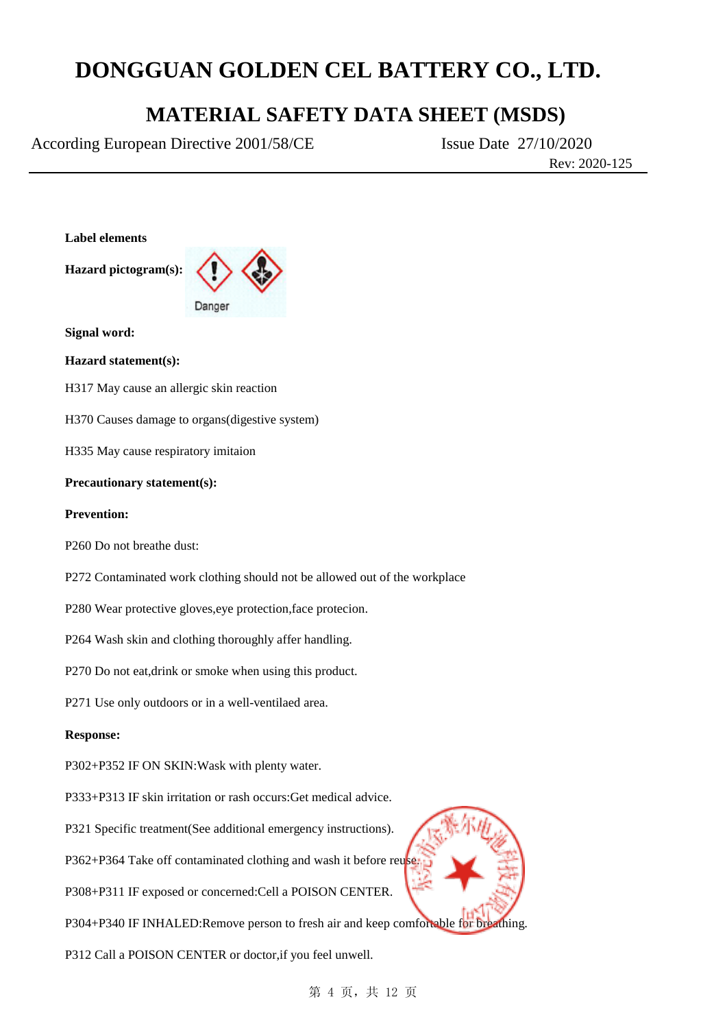**Label elements**

**Hazard pictogram(s):**

Danger

**Signal word:**

**Hazard statement(s):**

H317 May cause an allergic skin reaction

H370 Causes damage to organs(digestive system)

H335 May cause respiratory imitaion

**Precautionary statement(s):**

**Prevention:**

P260 Do not breathe dust:

P272 Contaminated work clothing should not be allowed out of the workplace

P280 Wear protective gloves,eye protection,face protecion.

P264 Wash skin and clothing thoroughly affer handling.

P270 Do not eat,drink or smoke when using this product.

P271 Use only outdoors or in a well-ventilaed area.

**Response:**

P302+P352 IF ON SKIN:Wash with plenty water.

P333+P313 IF skin irritation or rash occurs:Get medical advice.

P321 Specific treatment(See additional emergency instructions).

P362+P364 Take off contaminated clothing and wash it before reuse.

P308+P311 IF exposed or concerned:Cell a POISON CENTER.

P304+P340 IF INHALED:Remove person to fresh air and keep comfortable for breathing.

P312 Call a POISON CENTER or doctor,if you feel unwell.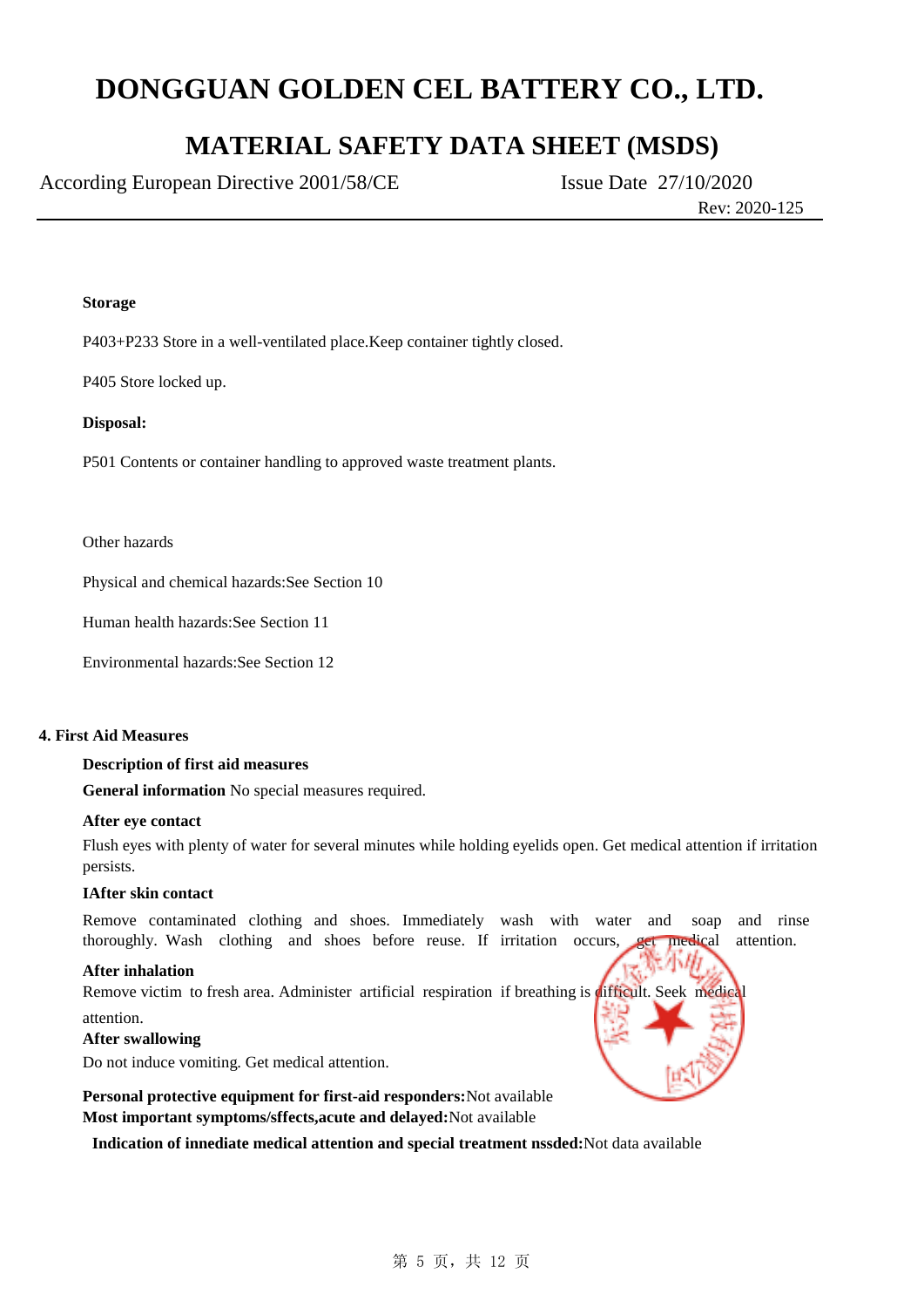**Storage**

P403+P233 Store in a well-ventilated place.Keep container tightly closed.

P405 Store locked up.

**Disposal:**

P501 Contents or container handling to approved waste treatment plants.

Other hazards

Physical and chemical hazards:See Section 10

Human health hazards:See Section 11

Environmental hazards:See Section 12

## 4. First Aid Measures

**Description of first aid measures**

**General information** No special measures required.

**After eye contact**

Flush eyes with plenty of water for several minutes while holding eyelids open. Get medical attention if irritation persists.

**IAfter skin contact**

Remove contaminated clothing and shoes. Immediately wash with water and soap and rinse thoroughly. Wash clothing and shoes before reuse. If irritation occurs, get medical attention.

**After inhalation**

Remove victim to fresh area. Administer artificial respiration if breathing is difficult. Seek medical attention.

**After swallowing**

Do not induce vomiting. Get medical attention.

**Personal protective equipment for first-aid responders:**Not available

**Most important symptoms/sffects,acute and delayed:**Not available

**Indication of innediate medical attention and special treatment nssded:**Not data available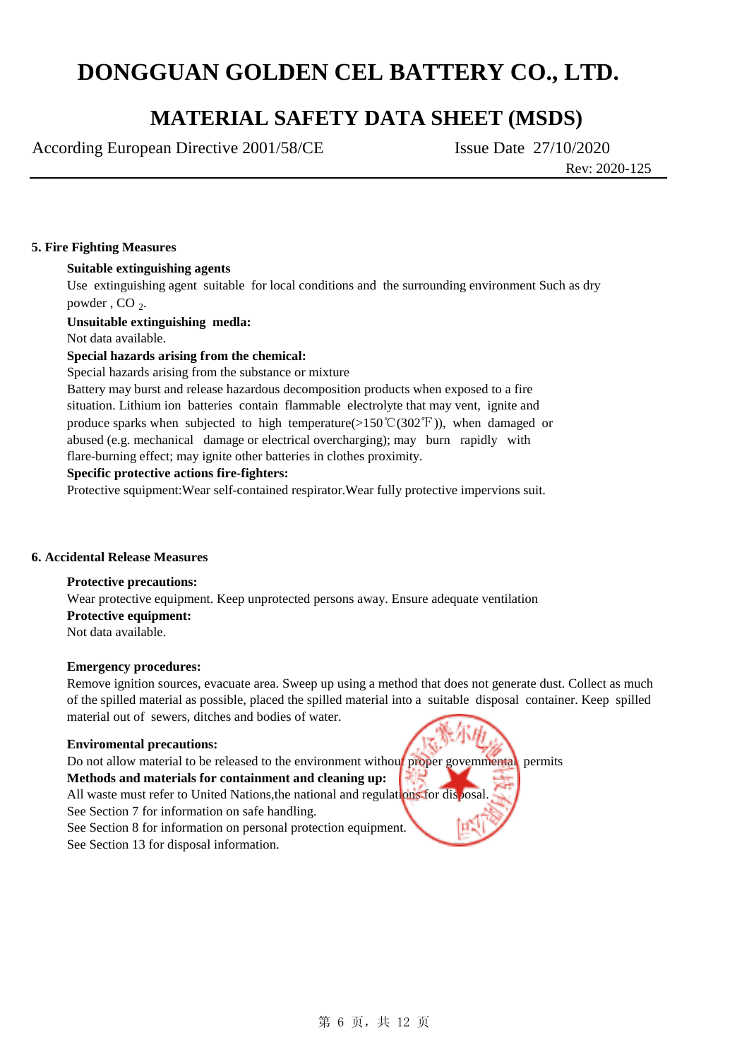# DONGGUAN GOLDEN CEL BATTERY CO., LTD.

## MATERIAL SAFETY DATA SHEET (MSDS)

According European Directive 2001/58/CE　　　　Issue Date 27/10/2020

Rev: 2020-125

---

### 5. Fire Fighting Measures

**Suitable extinguishing agents**

Use extinguishing agent suitable for local conditions and the surrounding environment Such as dry powder , $CO_2$.

**Unsuitable extinguishing medla:**

Not data available.

**Special hazards arising from the chemical:**

Special hazards arising from the substance or mixture

Battery may burst and release hazardous decomposition products when exposed to a fire situation. Lithium ion batteries contain flammable electrolyte that may vent, ignite and produce sparks when subjected to high temperature(>150℃(302℉)), when damaged or abused (e.g. mechanical damage or electrical overcharging); may burn rapidly with flare-burning effect; may ignite other batteries in clothes proximity.

**Specific protective actions fire-fighters:**

Protective squipment:Wear self-contained respirator.Wear fully protective impervions suit.

### 6. Accidental Release Measures

**Protective precautions:**

Wear protective equipment. Keep unprotected persons away. Ensure adequate ventilation

**Protective equipment:**

Not data available.

**Emergency procedures:**

Remove ignition sources, evacuate area. Sweep up using a method that does not generate dust. Collect as much of the spilled material as possible, placed the spilled material into a suitable disposal container. Keep spilled material out of sewers, ditches and bodies of water.

**Enviromental precautions:**

Do not allow material to be released to the environment without proper govemmental permits

**Methods and materials for containment and cleaning up:**

All waste must refer to United Nations,the national and regulations for disposal.

See Section 7 for information on safe handling.

See Section 8 for information on personal protection equipment.

See Section 13 for disposal information.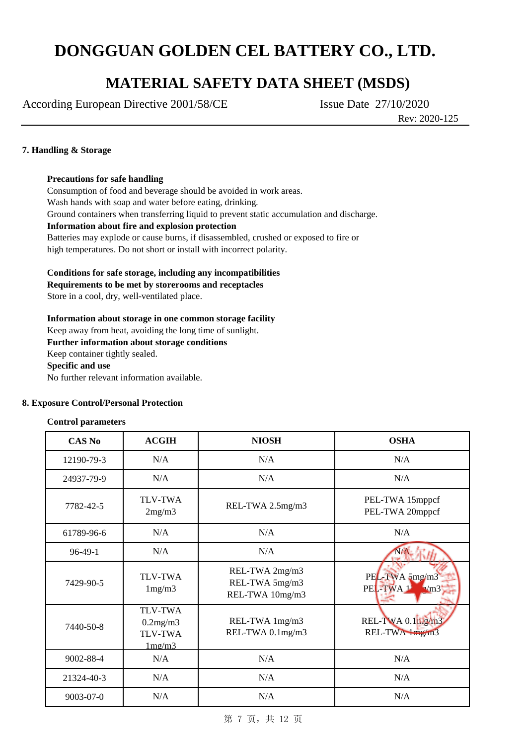# DONGGUAN GOLDEN CEL BATTERY CO., LTD.

## MATERIAL SAFETY DATA SHEET (MSDS)

According European Directive 2001/58/CE        Issue Date 27/10/2020

Rev: 2020-125

### 7. Handling & Storage

**Precautions for safe handling**

Consumption of food and beverage should be avoided in work areas.
Wash hands with soap and water before eating, drinking.
Ground containers when transferring liquid to prevent static accumulation and discharge.

**Information about fire and explosion protection**

Batteries may explode or cause burns, if disassembled, crushed or exposed to fire or high temperatures. Do not short or install with incorrect polarity.

**Conditions for safe storage, including any incompatibilities**

**Requirements to be met by storerooms and receptacles**

Store in a cool, dry, well-ventilated place.

**Information about storage in one common storage facility**

Keep away from heat, avoiding the long time of sunlight.

**Further information about storage conditions**

Keep container tightly sealed.

**Specific and use**

No further relevant information available.

### 8. Exposure Control/Personal Protection

**Control parameters**

| CAS No | ACGIH | NIOSH | OSHA |
|---|---|---|---|
| 12190-79-3 | N/A | N/A | N/A |
| 24937-79-9 | N/A | N/A | N/A |
| 7782-42-5 | TLV-TWA 2mg/m3 | REL-TWA 2.5mg/m3 | PEL-TWA 15mppcf<br>PEL-TWA 20mppcf |
| 61789-96-6 | N/A | N/A | N/A |
| 96-49-1 | N/A | N/A | N/A |
| 7429-90-5 | TLV-TWA 1mg/m3 | REL-TWA 2mg/m3<br>REL-TWA 5mg/m3<br>REL-TWA 10mg/m3 | PEL-TWA 5mg/m3<br>PEL-TWA 1?mg/m3 |
| 7440-50-8 | TLV-TWA 0.2mg/m3<br>TLV-TWA 1mg/m3 | REL-TWA 1mg/m3<br>REL-TWA 0.1mg/m3 | REL-TWA 0.1mg/m3<br>REL-TWA 1mg/m3 |
| 9002-88-4 | N/A | N/A | N/A |
| 21324-40-3 | N/A | N/A | N/A |
| 9003-07-0 | N/A | N/A | N/A |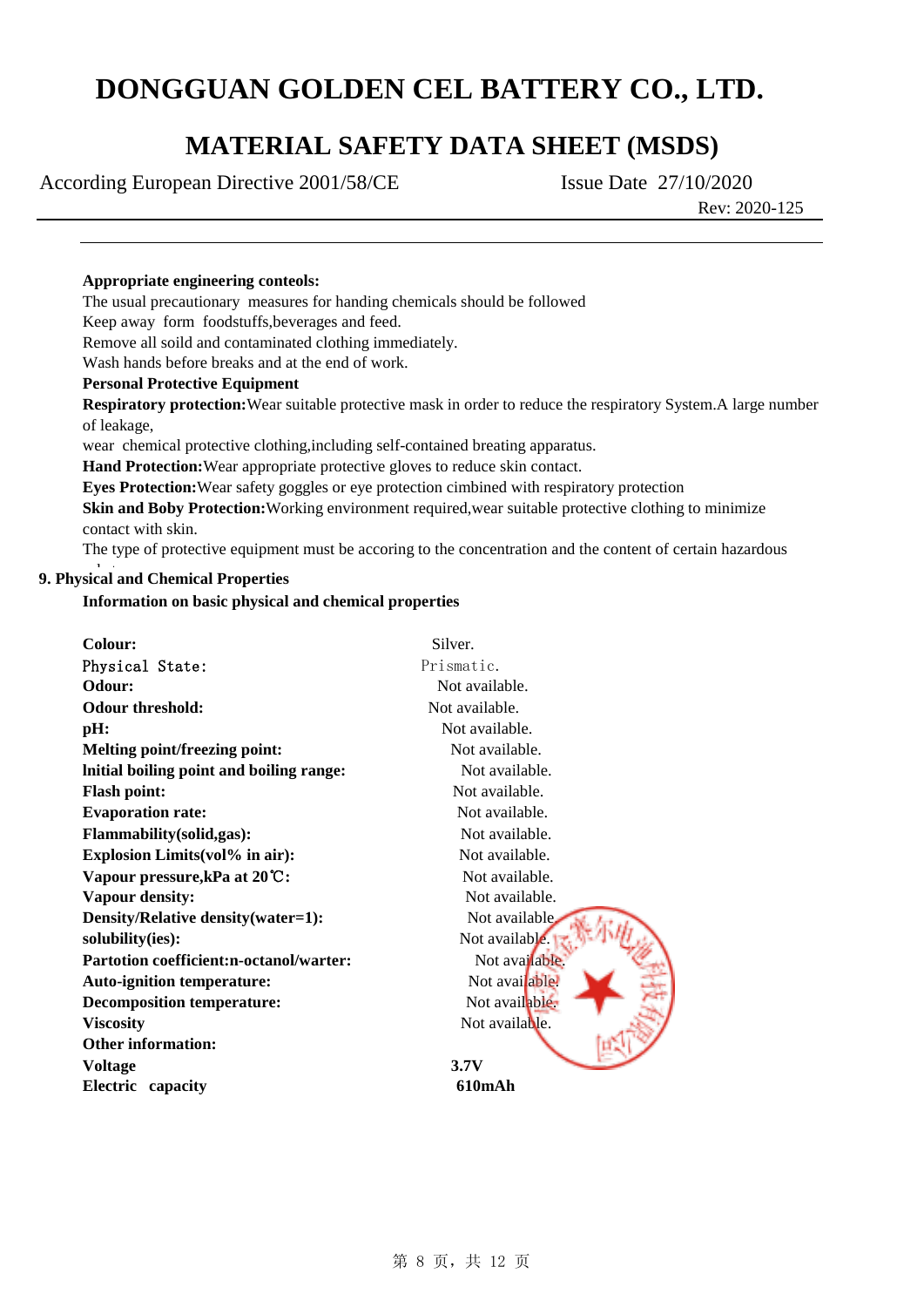**Appropriate engineering conteols:**

The usual precautionary measures for handing chemicals should be followed

Keep away form foodstuffs,beverages and feed.

Remove all soild and contaminated clothing immediately.

Wash hands before breaks and at the end of work.

**Personal Protective Equipment**

**Respiratory protection:** Wear suitable protective mask in order to reduce the respiratory System.A large number of leakage,

wear chemical protective clothing,including self-contained breating apparatus.

**Hand Protection:** Wear appropriate protective gloves to reduce skin contact.

**Eyes Protection:** Wear safety goggles or eye protection cimbined with respiratory protection

**Skin and Boby Protection:** Working environment required,wear suitable protective clothing to minimize contact with skin.

The type of protective equipment must be accoring to the concentration and the content of certain hazardous

## 9. Physical and Chemical Properties

**Information on basic physical and chemical properties**

| | |
|---|---|
| **Colour:** | Silver. |
| **Physical State:** | Prismatic. |
| **Odour:** | Not available. |
| **Odour threshold:** | Not available. |
| **pH:** | Not available. |
| **Melting point/freezing point:** | Not available. |
| **Initial boiling point and boiling range:** | Not available. |
| **Flash point:** | Not available. |
| **Evaporation rate:** | Not available. |
| **Flammability(solid,gas):** | Not available. |
| **Explosion Limits(vol% in air):** | Not available. |
| **Vapour pressure,kPa at 20℃:** | Not available. |
| **Vapour density:** | Not available. |
| **Density/Relative density(water=1):** | Not available. |
| **solubility(ies):** | Not available. |
| **Partotion coefficient:n-octanol/warter:** | Not available. |
| **Auto-ignition temperature:** | Not available. |
| **Decomposition temperature:** | Not available. |
| **Viscosity** | Not available. |
| **Other information:** | |
| **Voltage** | **3.7V** |
| **Electric capacity** | **610mAh** |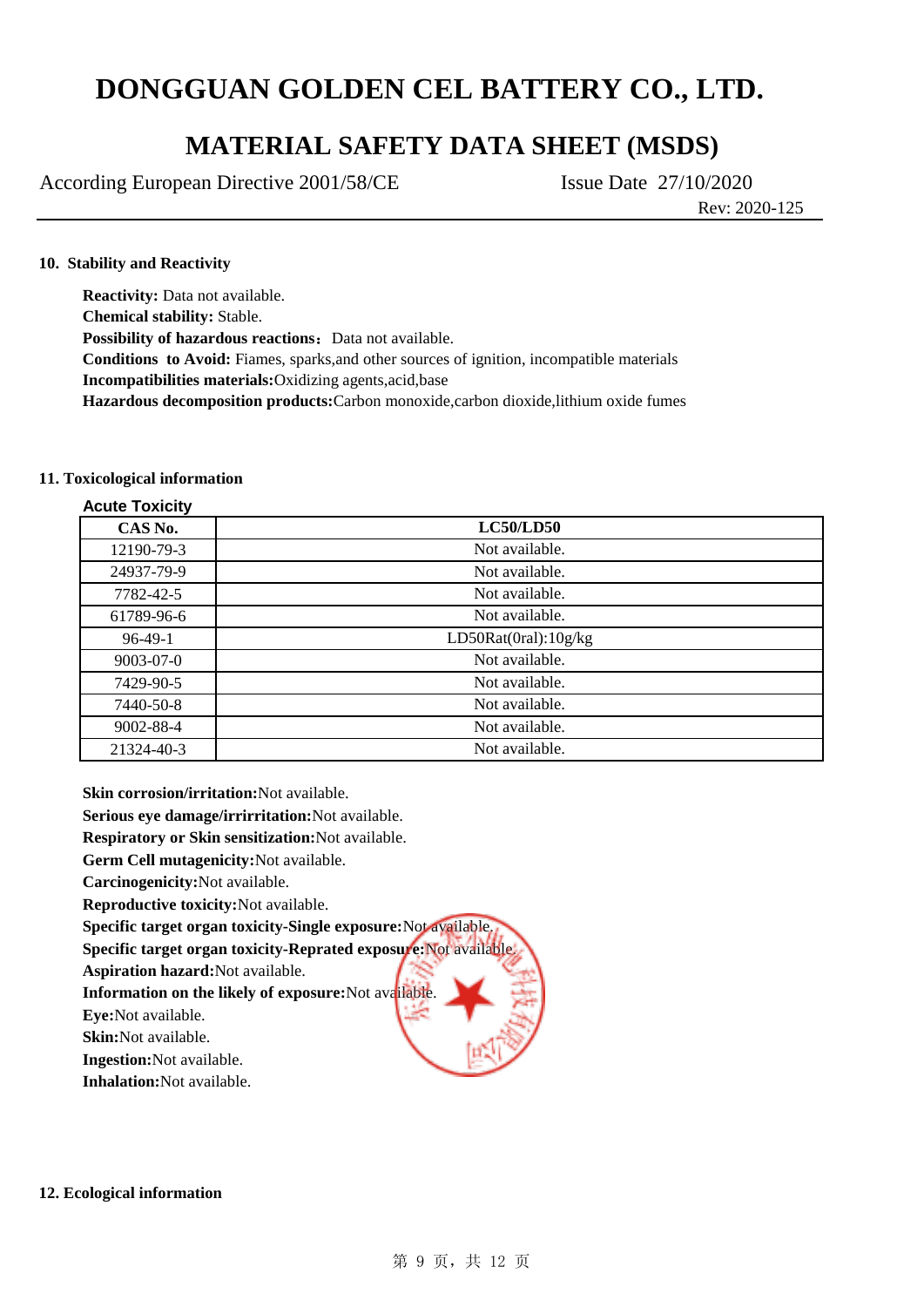## 10. Stability and Reactivity

**Reactivity:** Data not available.
**Chemical stability:** Stable.
**Possibility of hazardous reactions**：Data not available.
**Conditions to Avoid:** Fiames, sparks,and other sources of ignition, incompatible materials
**Incompatibilities materials:**Oxidizing agents,acid,base
**Hazardous decomposition products:**Carbon monoxide,carbon dioxide,lithium oxide fumes

## 11. Toxicological information

**Acute Toxicity**

| CAS No. | LC50/LD50 |
|---|---|
| 12190-79-3 | Not available. |
| 24937-79-9 | Not available. |
| 7782-42-5 | Not available. |
| 61789-96-6 | Not available. |
| 96-49-1 | LD50Rat(0ral):10g/kg |
| 9003-07-0 | Not available. |
| 7429-90-5 | Not available. |
| 7440-50-8 | Not available. |
| 9002-88-4 | Not available. |
| 21324-40-3 | Not available. |

**Skin corrosion/irritation:**Not available.
**Serious eye damage/irrirritation:**Not available.
**Respiratory or Skin sensitization:**Not available.
**Germ Cell mutagenicity:**Not available.
**Carcinogenicity:**Not available.
**Reproductive toxicity:**Not available.
**Specific target organ toxicity-Single exposure:**Not available.
**Specific target organ toxicity-Reprated exposure:**Not available.
**Aspiration hazard:**Not available.
**Information on the likely of exposure:**Not available.
**Eye:**Not available.
**Skin:**Not available.
**Ingestion:**Not available.
**Inhalation:**Not available.

## 12. Ecological information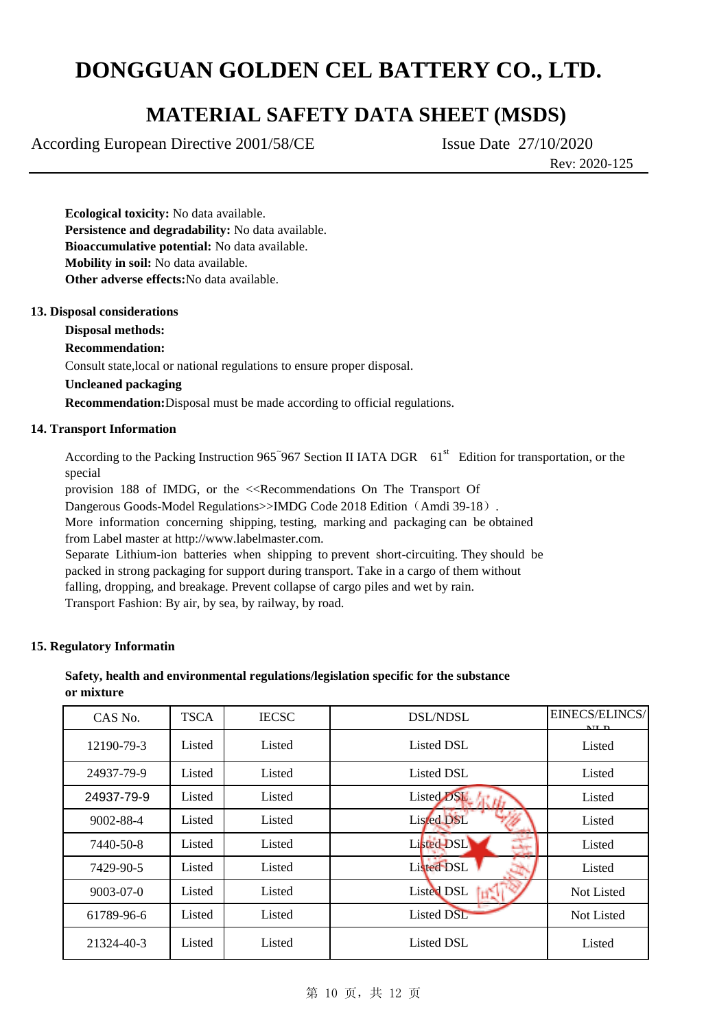**Ecological toxicity:** No data available.
**Persistence and degradability:** No data available.
**Bioaccumulative potential:** No data available.
**Mobility in soil:** No data available.
**Other adverse effects:**No data available.

## 13. Disposal considerations

**Disposal methods:**

**Recommendation:**

Consult state,local or national regulations to ensure proper disposal.

**Uncleaned packaging**

**Recommendation:**Disposal must be made according to official regulations.

## 14. Transport Information

According to the Packing Instruction 965~967 Section II IATA DGR 61st Edition for transportation, or the special provision 188 of IMDG, or the <<Recommendations On The Transport Of Dangerous Goods-Model Regulations>>IMDG Code 2018 Edition（Amdi 39-18）.
More information concerning shipping, testing, marking and packaging can be obtained from Label master at http://www.labelmaster.com.
Separate Lithium-ion batteries when shipping to prevent short-circuiting. They should be packed in strong packaging for support during transport. Take in a cargo of them without falling, dropping, and breakage. Prevent collapse of cargo piles and wet by rain.
Transport Fashion: By air, by sea, by railway, by road.

## 15. Regulatory Informatin

**Safety, health and environmental regulations/legislation specific for the substance or mixture**

| CAS No. | TSCA | IECSC | DSL/NDSL | EINECS/ELINCS/NLP |
|---|---|---|---|---|
| 12190-79-3 | Listed | Listed | Listed DSL | Listed |
| 24937-79-9 | Listed | Listed | Listed DSL | Listed |
| 24937-79-9 | Listed | Listed | Listed DSL | Listed |
| 9002-88-4 | Listed | Listed | Listed DSL | Listed |
| 7440-50-8 | Listed | Listed | Listed DSL | Listed |
| 7429-90-5 | Listed | Listed | Listed DSL | Listed |
| 9003-07-0 | Listed | Listed | Listed DSL | Not Listed |
| 61789-96-6 | Listed | Listed | Listed DSL | Not Listed |
| 21324-40-3 | Listed | Listed | Listed DSL | Listed |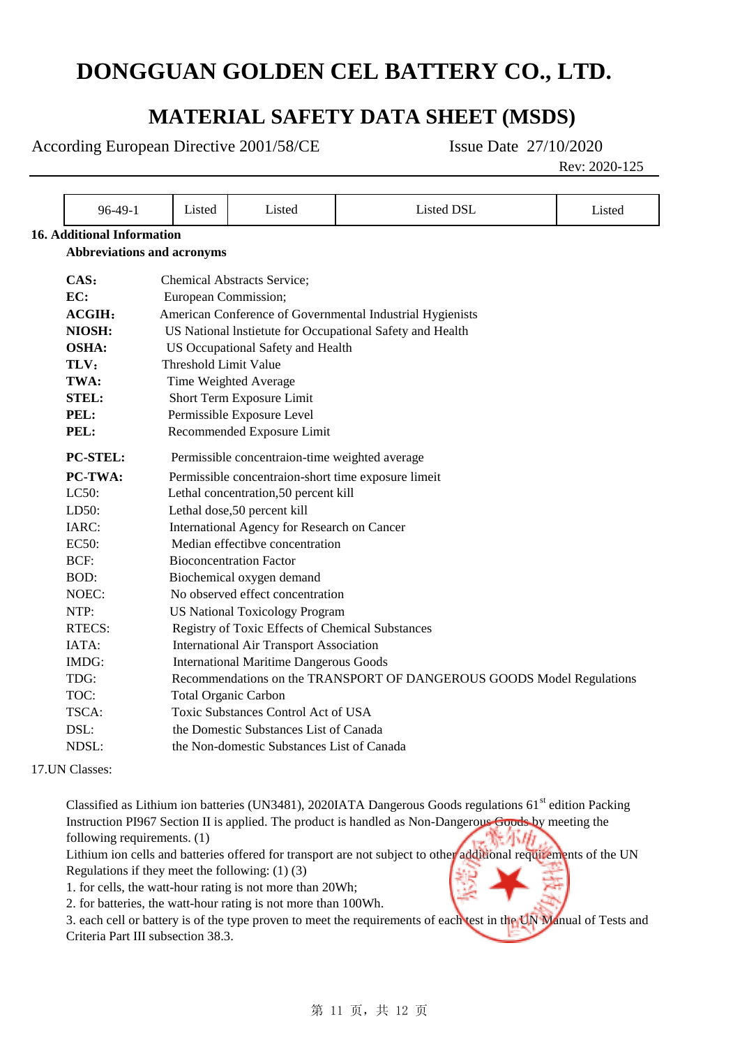| 96-49-1 | Listed | Listed | Listed DSL | Listed |
|---|---|---|---|---|

**16. Additional Information**

**Abbreviations and acronyms**

**CAS:** Chemical Abstracts Service;
**EC:** European Commission;
**ACGIH:** American Conference of Governmental Industrial Hygienists
**NIOSH:** US National lnstietute for Occupational Safety and Health
**OSHA:** US Occupational Safety and Health
**TLV:** Threshold Limit Value
**TWA:** Time Weighted Average
**STEL:** Short Term Exposure Limit
**PEL:** Permissible Exposure Level
**PEL:** Recommended Exposure Limit
**PC-STEL:** Permissible concentraion-time weighted average
**PC-TWA:** Permissible concentraion-short time exposure limeit
LC50: Lethal concentration,50 percent kill
LD50: Lethal dose,50 percent kill
IARC: International Agency for Research on Cancer
EC50: Median effectibve concentration
BCF: Bioconcentration Factor
BOD: Biochemical oxygen demand
NOEC: No observed effect concentration
NTP: US National Toxicology Program
RTECS: Registry of Toxic Effects of Chemical Substances
IATA: International Air Transport Association
IMDG: International Maritime Dangerous Goods
TDG: Recommendations on the TRANSPORT OF DANGEROUS GOODS Model Regulations
TOC: Total Organic Carbon
TSCA: Toxic Substances Control Act of USA
DSL: the Domestic Substances List of Canada
NDSL: the Non-domestic Substances List of Canada

17.UN Classes:

Classified as Lithium ion batteries (UN3481), 2020IATA Dangerous Goods regulations 61st edition Packing Instruction PI967 Section II is applied. The product is handled as Non-Dangerous Goods by meeting the following requirements. (1)

Lithium ion cells and batteries offered for transport are not subject to other additional requirements of the UN Regulations if they meet the following: (1) (3)

1. for cells, the watt-hour rating is not more than 20Wh;
2. for batteries, the watt-hour rating is not more than 100Wh.
3. each cell or battery is of the type proven to meet the requirements of each test in the UN Manual of Tests and Criteria Part III subsection 38.3.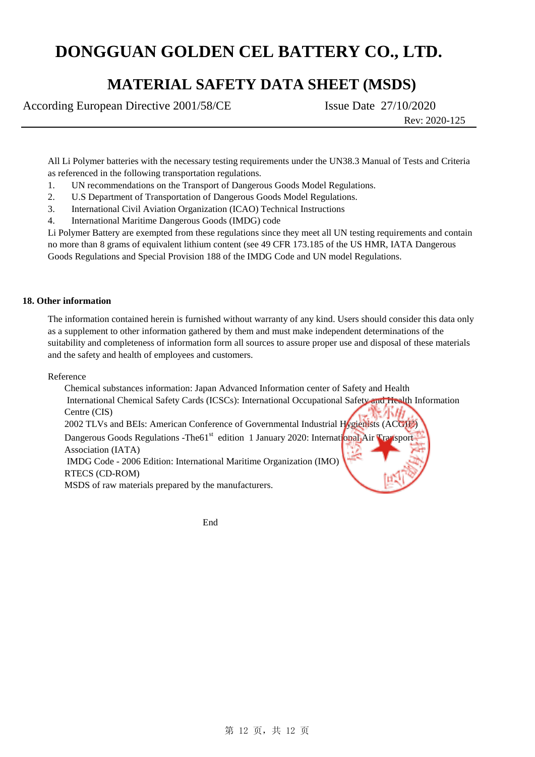All Li Polymer batteries with the necessary testing requirements under the UN38.3 Manual of Tests and Criteria as referenced in the following transportation regulations.

1. UN recommendations on the Transport of Dangerous Goods Model Regulations.
2. U.S Department of Transportation of Dangerous Goods Model Regulations.
3. International Civil Aviation Organization (ICAO) Technical Instructions
4. International Maritime Dangerous Goods (IMDG) code

Li Polymer Battery are exempted from these regulations since they meet all UN testing requirements and contain no more than 8 grams of equivalent lithium content (see 49 CFR 173.185 of the US HMR, IATA Dangerous Goods Regulations and Special Provision 188 of the IMDG Code and UN model Regulations.

**18. Other information**

The information contained herein is furnished without warranty of any kind. Users should consider this data only as a supplement to other information gathered by them and must make independent determinations of the suitability and completeness of information form all sources to assure proper use and disposal of these materials and the safety and health of employees and customers.

Reference

Chemical substances information: Japan Advanced Information center of Safety and Health
International Chemical Safety Cards (ICSCs): International Occupational Safety and Health Information Centre (CIS)
2002 TLVs and BEIs: American Conference of Governmental Industrial Hygienists (ACGIH)
Dangerous Goods Regulations -The61st edition 1 January 2020: International Air Transport Association (IATA)
IMDG Code - 2006 Edition: International Maritime Organization (IMO)
RTECS (CD-ROM)
MSDS of raw materials prepared by the manufacturers.

End